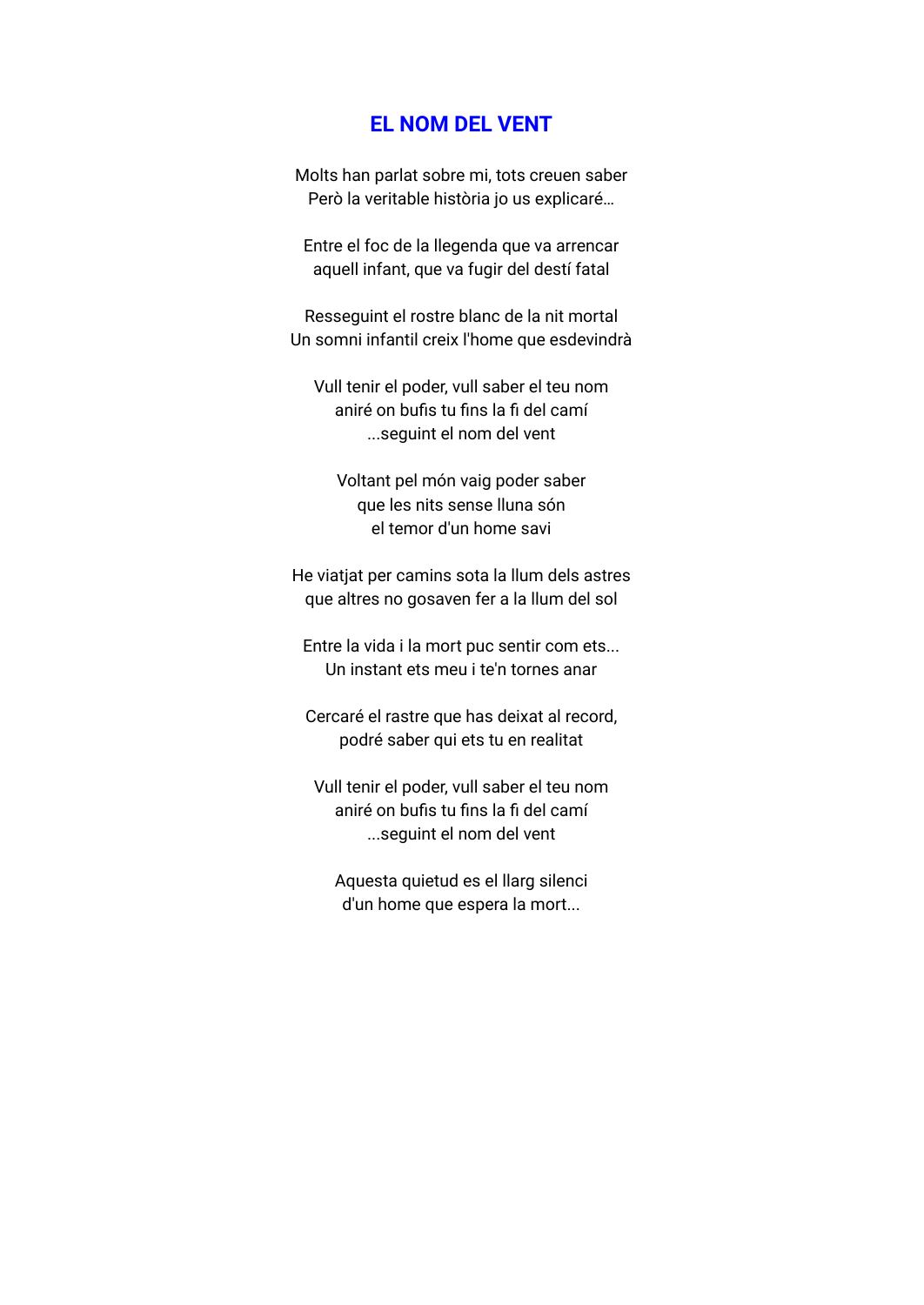# EL NOM DEL VENT

Molts han parlat sobre mi, tots creuen saber
Però la veritable història jo us explicaré…

Entre el foc de la llegenda que va arrencar
aquell infant, que va fugir del destí fatal

Resseguint el rostre blanc de la nit mortal
Un somni infantil creix l'home que esdevindrà

Vull tenir el poder, vull saber el teu nom
aniré on bufis tu fins la fi del camí
...seguint el nom del vent

Voltant pel món vaig poder saber
que les nits sense lluna són
el temor d'un home savi

He viatjat per camins sota la llum dels astres
que altres no gosaven fer a la llum del sol

Entre la vida i la mort puc sentir com ets...
Un instant ets meu i te'n tornes anar

Cercaré el rastre que has deixat al record,
podré saber qui ets tu en realitat

Vull tenir el poder, vull saber el teu nom
aniré on bufis tu fins la fi del camí
...seguint el nom del vent

Aquesta quietud es el llarg silenci
d'un home que espera la mort...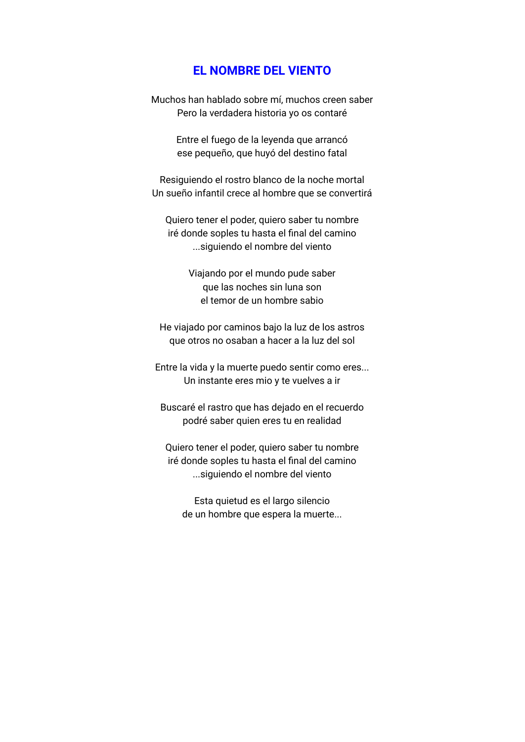# EL NOMBRE DEL VIENTO

Muchos han hablado sobre mí, muchos creen saber
Pero la verdadera historia yo os contaré

Entre el fuego de la leyenda que arrancó
ese pequeño, que huyó del destino fatal

Resiguiendo el rostro blanco de la noche mortal
Un sueño infantil crece al hombre que se convertirá

Quiero tener el poder, quiero saber tu nombre
iré donde soples tu hasta el final del camino
...siguiendo el nombre del viento

Viajando por el mundo pude saber
que las noches sin luna son
el temor de un hombre sabio

He viajado por caminos bajo la luz de los astros
que otros no osaban a hacer a la luz del sol

Entre la vida y la muerte puedo sentir como eres...
Un instante eres mio y te vuelves a ir

Buscaré el rastro que has dejado en el recuerdo
podré saber quien eres tu en realidad

Quiero tener el poder, quiero saber tu nombre
iré donde soples tu hasta el final del camino
...siguiendo el nombre del viento

Esta quietud es el largo silencio
de un hombre que espera la muerte...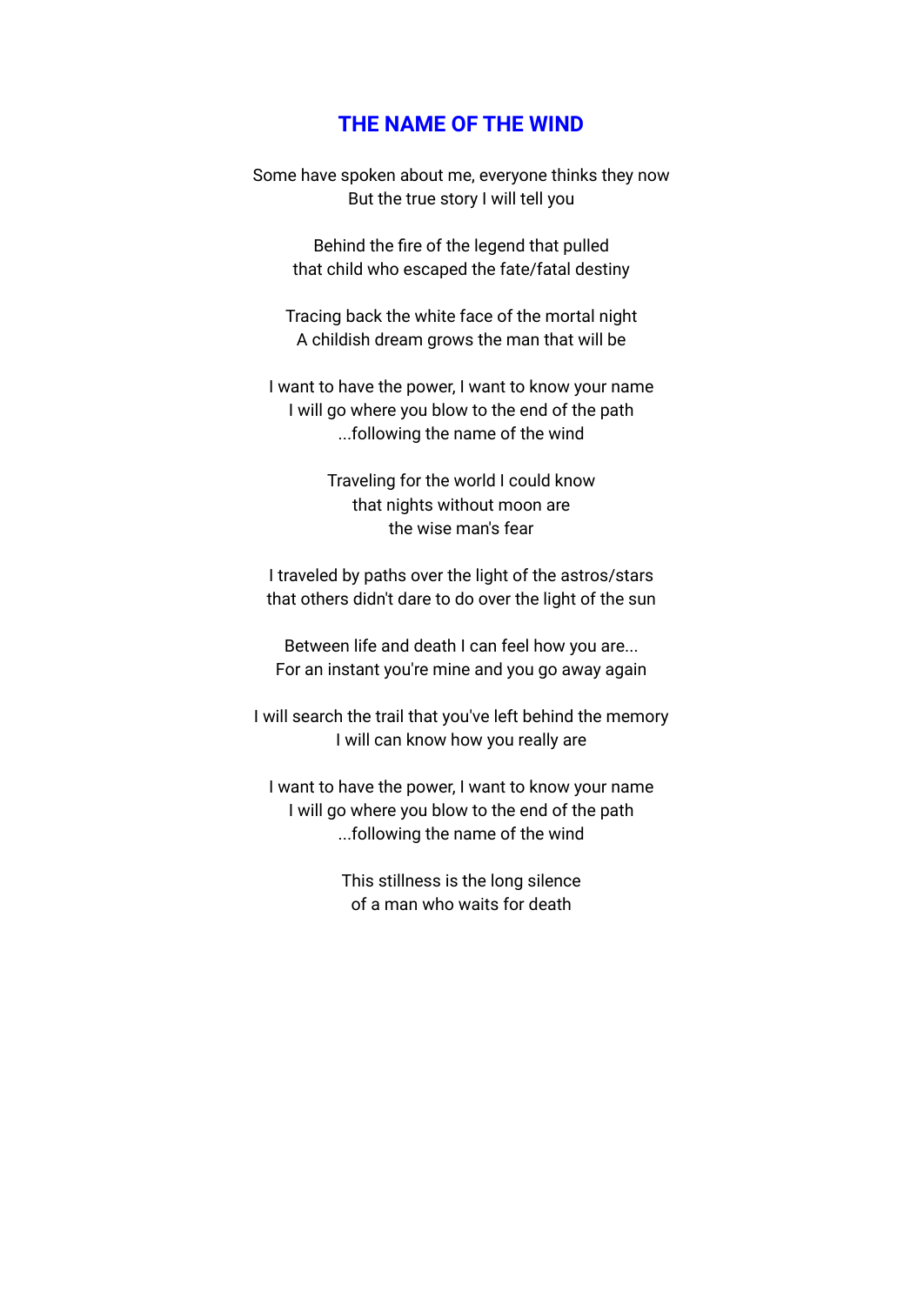# THE NAME OF THE WIND

Some have spoken about me, everyone thinks they now
But the true story I will tell you

Behind the fire of the legend that pulled
that child who escaped the fate/fatal destiny

Tracing back the white face of the mortal night
A childish dream grows the man that will be

I want to have the power, I want to know your name
I will go where you blow to the end of the path
...following the name of the wind

Traveling for the world I could know
that nights without moon are
the wise man's fear

I traveled by paths over the light of the astros/stars
that others didn't dare to do over the light of the sun

Between life and death I can feel how you are...
For an instant you're mine and you go away again

I will search the trail that you've left behind the memory
I will can know how you really are

I want to have the power, I want to know your name
I will go where you blow to the end of the path
...following the name of the wind

This stillness is the long silence
of a man who waits for death